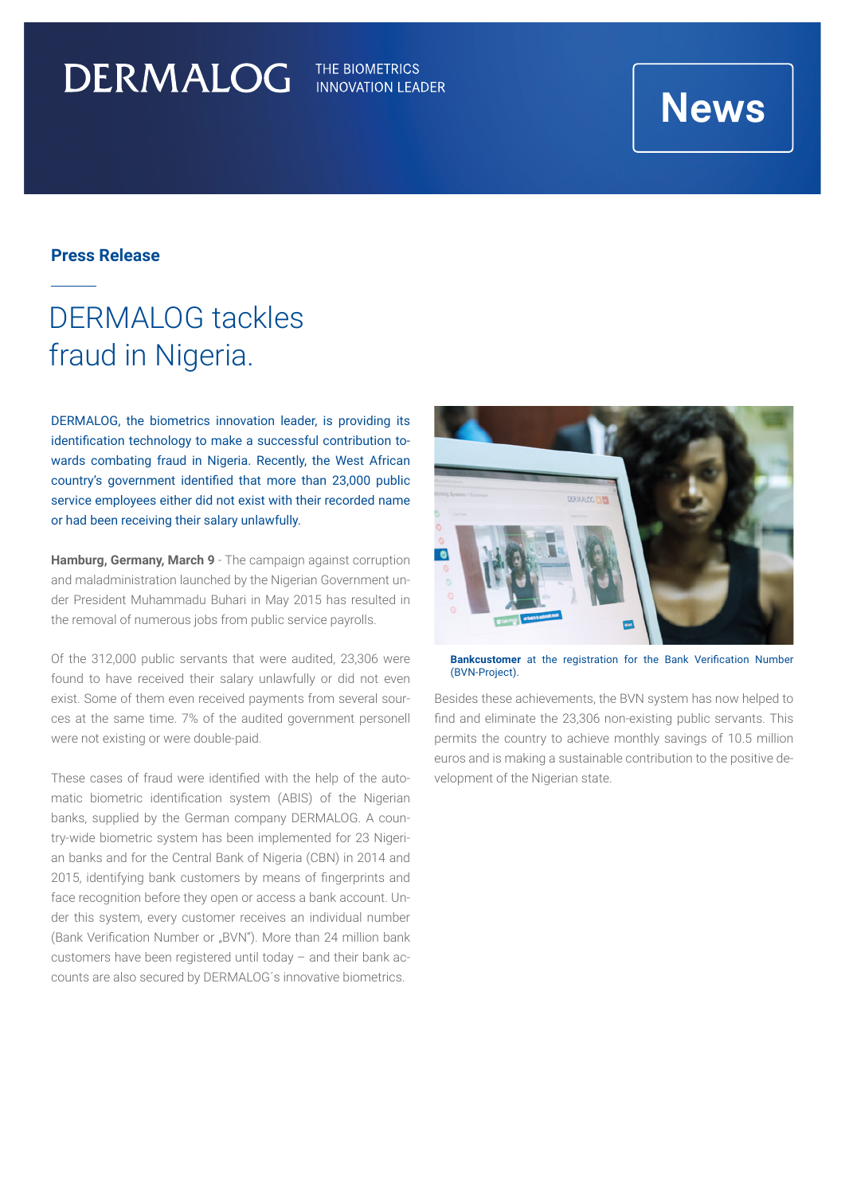DERMALOG THE BIOMETRICS INNOVATION LEADER

News

**Press Release**

# DERMALOG tackles fraud in Nigeria.

DERMALOG, the biometrics innovation leader, is providing its identification technology to make a successful contribution towards combating fraud in Nigeria. Recently, the West African country's government identified that more than 23,000 public service employees either did not exist with their recorded name or had been receiving their salary unlawfully.

**Hamburg, Germany, March 9** - The campaign against corruption and maladministration launched by the Nigerian Government under President Muhammadu Buhari in May 2015 has resulted in the removal of numerous jobs from public service payrolls.

Of the 312,000 public servants that were audited, 23,306 were found to have received their salary unlawfully or did not even exist. Some of them even received payments from several sources at the same time. 7% of the audited government personell were not existing or were double-paid.

These cases of fraud were identified with the help of the automatic biometric identification system (ABIS) of the Nigerian banks, supplied by the German company DERMALOG. A country-wide biometric system has been implemented for 23 Nigerian banks and for the Central Bank of Nigeria (CBN) in 2014 and 2015, identifying bank customers by means of fingerprints and face recognition before they open or access a bank account. Under this system, every customer receives an individual number (Bank Verification Number or „BVN"). More than 24 million bank customers have been registered until today – and their bank accounts are also secured by DERMALOG´s innovative biometrics.

**Bankcustomer** at the registration for the Bank Verification Number (BVN-Project).

Besides these achievements, the BVN system has now helped to find and eliminate the 23,306 non-existing public servants. This permits the country to achieve monthly savings of 10.5 million euros and is making a sustainable contribution to the positive development of the Nigerian state.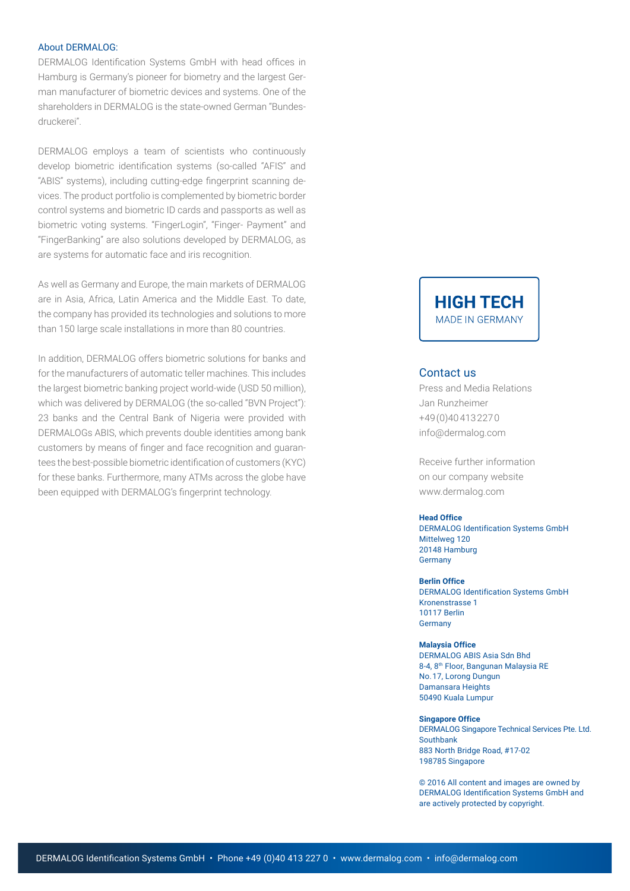## About DERMALOG:

DERMALOG Identification Systems GmbH with head offices in Hamburg is Germany's pioneer for biometry and the largest German manufacturer of biometric devices and systems. One of the shareholders in DERMALOG is the state-owned German "Bundesdruckerei".

DERMALOG employs a team of scientists who continuously develop biometric identification systems (so-called "AFIS" and "ABIS" systems), including cutting-edge fingerprint scanning devices. The product portfolio is complemented by biometric border control systems and biometric ID cards and passports as well as biometric voting systems. "FingerLogin", "Finger- Payment" and "FingerBanking" are also solutions developed by DERMALOG, as are systems for automatic face and iris recognition.

As well as Germany and Europe, the main markets of DERMALOG are in Asia, Africa, Latin America and the Middle East. To date, the company has provided its technologies and solutions to more than 150 large scale installations in more than 80 countries.

In addition, DERMALOG offers biometric solutions for banks and for the manufacturers of automatic teller machines. This includes the largest biometric banking project world-wide (USD 50 million), which was delivered by DERMALOG (the so-called "BVN Project"): 23 banks and the Central Bank of Nigeria were provided with DERMALOGs ABIS, which prevents double identities among bank customers by means of finger and face recognition and guarantees the best-possible biometric identification of customers (KYC) for these banks. Furthermore, many ATMs across the globe have been equipped with DERMALOG's fingerprint technology.

**HIGH TECH**
MADE IN GERMANY

## Contact us

Press and Media Relations
Jan Runzheimer
+49 (0)40 413 227 0
info@dermalog.com

Receive further information
on our company website
www.dermalog.com

**Head Office**
DERMALOG Identification Systems GmbH
Mittelweg 120
20148 Hamburg
Germany

**Berlin Office**
DERMALOG Identification Systems GmbH
Kronenstrasse 1
10117 Berlin
Germany

**Malaysia Office**
DERMALOG ABIS Asia Sdn Bhd
8-4, 8th Floor, Bangunan Malaysia RE
No. 17, Lorong Dungun
Damansara Heights
50490 Kuala Lumpur

**Singapore Office**
DERMALOG Singapore Technical Services Pte. Ltd.
Southbank
883 North Bridge Road, #17-02
198785 Singapore

© 2016 All content and images are owned by DERMALOG Identification Systems GmbH and are actively protected by copyright.

DERMALOG Identification Systems GmbH • Phone +49 (0)40 413 227 0 • www.dermalog.com • info@dermalog.com